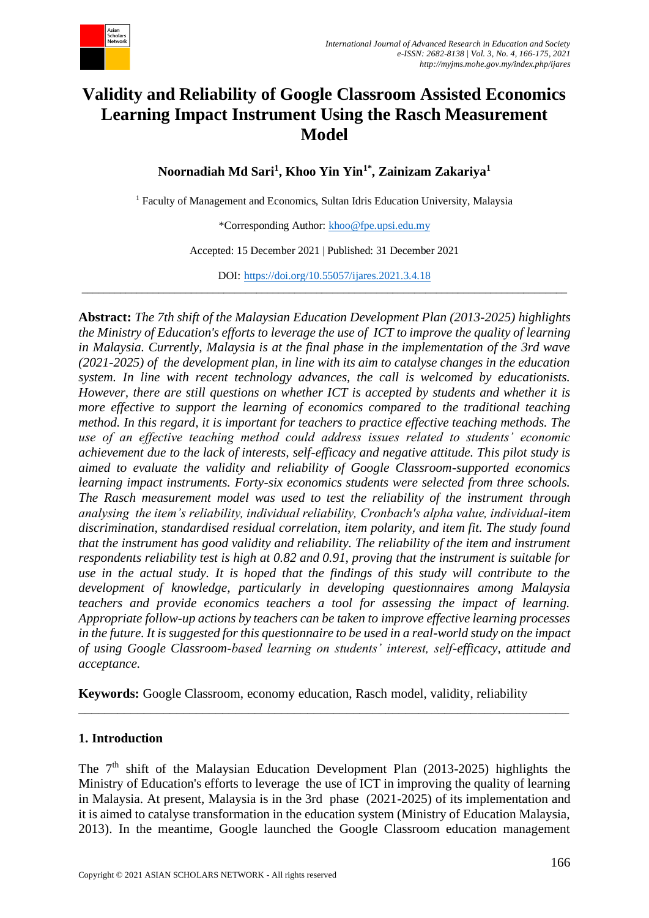# Validity and Reliability of Google Classroom Assisted Economics Learning Impact Instrument Using the Rasch Measurement Model

**Noornadiah Md Sari[1], Khoo Yin Yin[1*], Zainizam Zakariya[1]**

[1] Faculty of Management and Economics, Sultan Idris Education University, Malaysia

*Corresponding Author: khoo@fpe.upsi.edu.my

Accepted: 15 December 2021 | Published: 31 December 2021

DOI: https://doi.org/10.55057/ijares.2021.3.4.18

---

**Abstract:** *The 7th shift of the Malaysian Education Development Plan (2013-2025) highlights the Ministry of Education's efforts to leverage the use of ICT to improve the quality of learning in Malaysia. Currently, Malaysia is at the final phase in the implementation of the 3rd wave (2021-2025) of the development plan, in line with its aim to catalyse changes in the education system. In line with recent technology advances, the call is welcomed by educationists. However, there are still questions on whether ICT is accepted by students and whether it is more effective to support the learning of economics compared to the traditional teaching method. In this regard, it is important for teachers to practice effective teaching methods. The use of an effective teaching method could address issues related to students' economic achievement due to the lack of interests, self-efficacy and negative attitude. This pilot study is aimed to evaluate the validity and reliability of Google Classroom-supported economics learning impact instruments. Forty-six economics students were selected from three schools. The Rasch measurement model was used to test the reliability of the instrument through analysing the item's reliability, individual reliability, Cronbach's alpha value, individual-item discrimination, standardised residual correlation, item polarity, and item fit. The study found that the instrument has good validity and reliability. The reliability of the item and instrument respondents reliability test is high at 0.82 and 0.91, proving that the instrument is suitable for use in the actual study. It is hoped that the findings of this study will contribute to the development of knowledge, particularly in developing questionnaires among Malaysia teachers and provide economics teachers a tool for assessing the impact of learning. Appropriate follow-up actions by teachers can be taken to improve effective learning processes in the future. It is suggested for this questionnaire to be used in a real-world study on the impact of using Google Classroom-based learning on students' interest, self-efficacy, attitude and acceptance.*

**Keywords:** Google Classroom, economy education, Rasch model, validity, reliability

---

## 1. Introduction

The 7th shift of the Malaysian Education Development Plan (2013-2025) highlights the Ministry of Education's efforts to leverage the use of ICT in improving the quality of learning in Malaysia. At present, Malaysia is in the 3rd phase (2021-2025) of its implementation and it is aimed to catalyse transformation in the education system (Ministry of Education Malaysia, 2013). In the meantime, Google launched the Google Classroom education management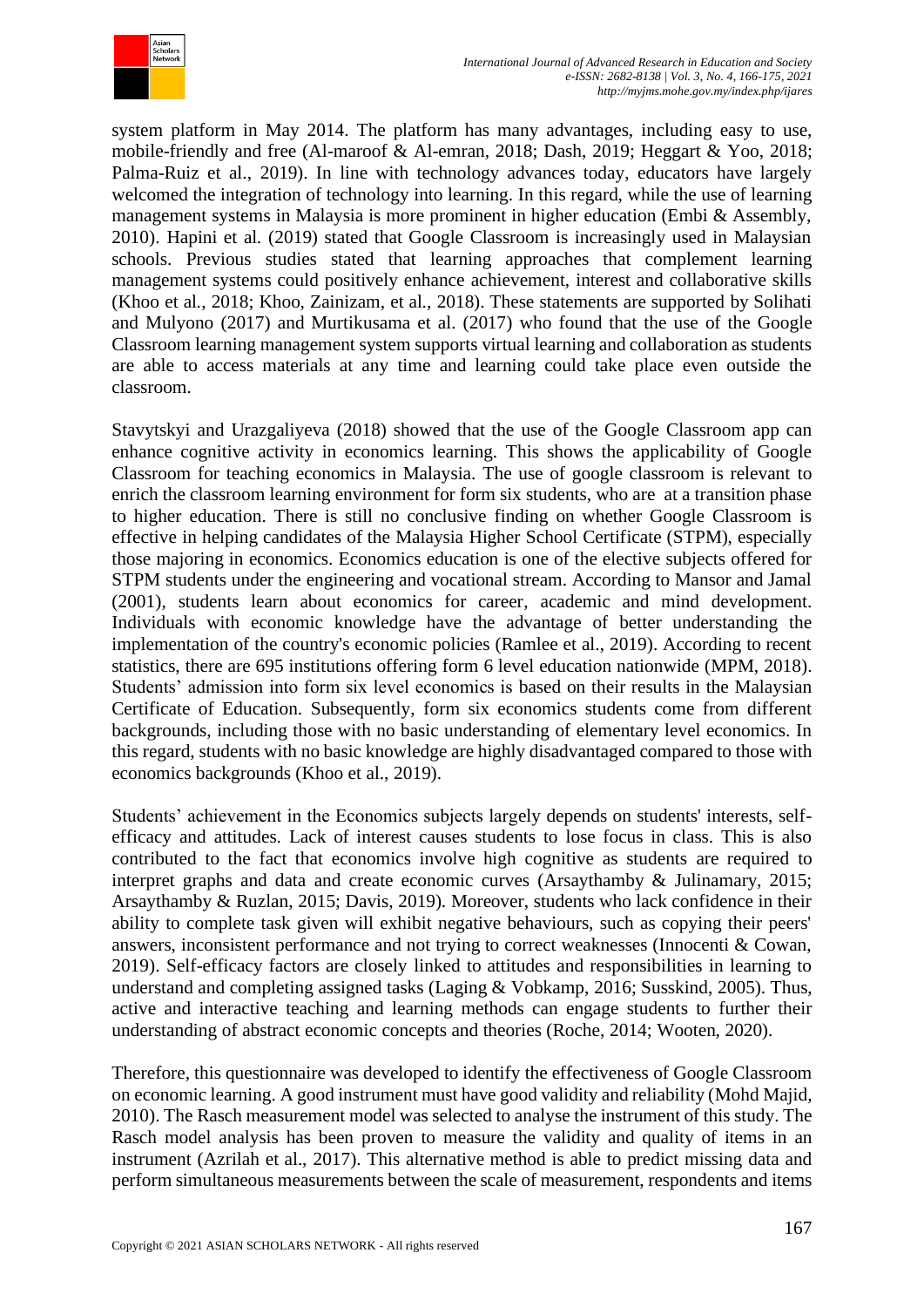system platform in May 2014. The platform has many advantages, including easy to use, mobile-friendly and free (Al-maroof & Al-emran, 2018; Dash, 2019; Heggart & Yoo, 2018; Palma-Ruiz et al., 2019). In line with technology advances today, educators have largely welcomed the integration of technology into learning. In this regard, while the use of learning management systems in Malaysia is more prominent in higher education (Embi & Assembly, 2010). Hapini et al. (2019) stated that Google Classroom is increasingly used in Malaysian schools. Previous studies stated that learning approaches that complement learning management systems could positively enhance achievement, interest and collaborative skills (Khoo et al., 2018; Khoo, Zainizam, et al., 2018). These statements are supported by Solihati and Mulyono (2017) and Murtikusama et al. (2017) who found that the use of the Google Classroom learning management system supports virtual learning and collaboration as students are able to access materials at any time and learning could take place even outside the classroom.

Stavytskyi and Urazgaliyeva (2018) showed that the use of the Google Classroom app can enhance cognitive activity in economics learning. This shows the applicability of Google Classroom for teaching economics in Malaysia. The use of google classroom is relevant to enrich the classroom learning environment for form six students, who are at a transition phase to higher education. There is still no conclusive finding on whether Google Classroom is effective in helping candidates of the Malaysia Higher School Certificate (STPM), especially those majoring in economics. Economics education is one of the elective subjects offered for STPM students under the engineering and vocational stream. According to Mansor and Jamal (2001), students learn about economics for career, academic and mind development. Individuals with economic knowledge have the advantage of better understanding the implementation of the country's economic policies (Ramlee et al., 2019). According to recent statistics, there are 695 institutions offering form 6 level education nationwide (MPM, 2018). Students' admission into form six level economics is based on their results in the Malaysian Certificate of Education. Subsequently, form six economics students come from different backgrounds, including those with no basic understanding of elementary level economics. In this regard, students with no basic knowledge are highly disadvantaged compared to those with economics backgrounds (Khoo et al., 2019).

Students' achievement in the Economics subjects largely depends on students' interests, self-efficacy and attitudes. Lack of interest causes students to lose focus in class. This is also contributed to the fact that economics involve high cognitive as students are required to interpret graphs and data and create economic curves (Arsaythamby & Julinamary, 2015; Arsaythamby & Ruzlan, 2015; Davis, 2019). Moreover, students who lack confidence in their ability to complete task given will exhibit negative behaviours, such as copying their peers' answers, inconsistent performance and not trying to correct weaknesses (Innocenti & Cowan, 2019). Self-efficacy factors are closely linked to attitudes and responsibilities in learning to understand and completing assigned tasks (Laging & Vobkamp, 2016; Susskind, 2005). Thus, active and interactive teaching and learning methods can engage students to further their understanding of abstract economic concepts and theories (Roche, 2014; Wooten, 2020).

Therefore, this questionnaire was developed to identify the effectiveness of Google Classroom on economic learning. A good instrument must have good validity and reliability (Mohd Majid, 2010). The Rasch measurement model was selected to analyse the instrument of this study. The Rasch model analysis has been proven to measure the validity and quality of items in an instrument (Azrilah et al., 2017). This alternative method is able to predict missing data and perform simultaneous measurements between the scale of measurement, respondents and items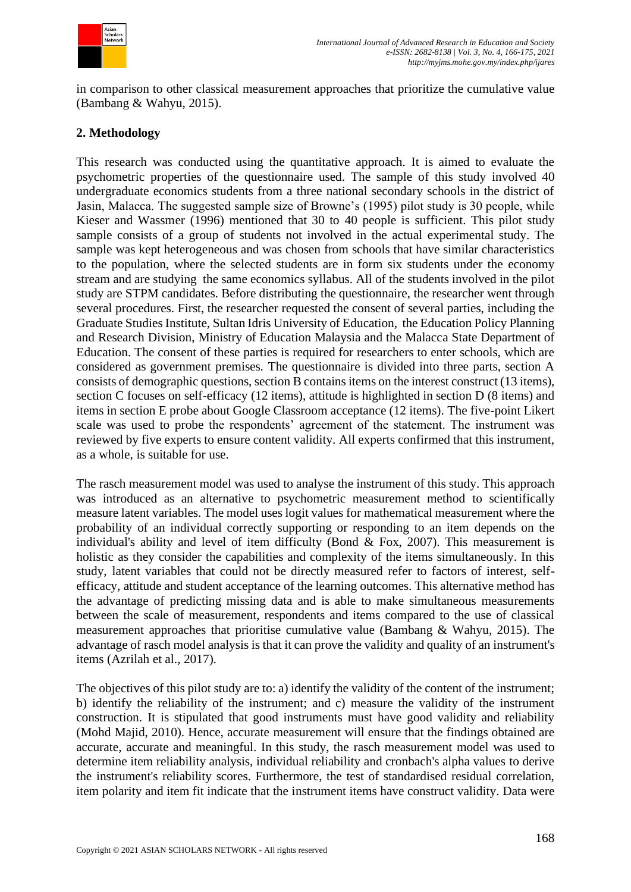in comparison to other classical measurement approaches that prioritize the cumulative value (Bambang & Wahyu, 2015).

## 2. Methodology

This research was conducted using the quantitative approach. It is aimed to evaluate the psychometric properties of the questionnaire used. The sample of this study involved 40 undergraduate economics students from a three national secondary schools in the district of Jasin, Malacca. The suggested sample size of Browne's (1995) pilot study is 30 people, while Kieser and Wassmer (1996) mentioned that 30 to 40 people is sufficient. This pilot study sample consists of a group of students not involved in the actual experimental study. The sample was kept heterogeneous and was chosen from schools that have similar characteristics to the population, where the selected students are in form six students under the economy stream and are studying the same economics syllabus. All of the students involved in the pilot study are STPM candidates. Before distributing the questionnaire, the researcher went through several procedures. First, the researcher requested the consent of several parties, including the Graduate Studies Institute, Sultan Idris University of Education, the Education Policy Planning and Research Division, Ministry of Education Malaysia and the Malacca State Department of Education. The consent of these parties is required for researchers to enter schools, which are considered as government premises. The questionnaire is divided into three parts, section A consists of demographic questions, section B contains items on the interest construct (13 items), section C focuses on self-efficacy (12 items), attitude is highlighted in section D (8 items) and items in section E probe about Google Classroom acceptance (12 items). The five-point Likert scale was used to probe the respondents' agreement of the statement. The instrument was reviewed by five experts to ensure content validity. All experts confirmed that this instrument, as a whole, is suitable for use.

The rasch measurement model was used to analyse the instrument of this study. This approach was introduced as an alternative to psychometric measurement method to scientifically measure latent variables. The model uses logit values for mathematical measurement where the probability of an individual correctly supporting or responding to an item depends on the individual's ability and level of item difficulty (Bond & Fox, 2007). This measurement is holistic as they consider the capabilities and complexity of the items simultaneously. In this study, latent variables that could not be directly measured refer to factors of interest, self-efficacy, attitude and student acceptance of the learning outcomes. This alternative method has the advantage of predicting missing data and is able to make simultaneous measurements between the scale of measurement, respondents and items compared to the use of classical measurement approaches that prioritise cumulative value (Bambang & Wahyu, 2015). The advantage of rasch model analysis is that it can prove the validity and quality of an instrument's items (Azrilah et al., 2017).

The objectives of this pilot study are to: a) identify the validity of the content of the instrument; b) identify the reliability of the instrument; and c) measure the validity of the instrument construction. It is stipulated that good instruments must have good validity and reliability (Mohd Majid, 2010). Hence, accurate measurement will ensure that the findings obtained are accurate, accurate and meaningful. In this study, the rasch measurement model was used to determine item reliability analysis, individual reliability and cronbach's alpha values to derive the instrument's reliability scores. Furthermore, the test of standardised residual correlation, item polarity and item fit indicate that the instrument items have construct validity. Data were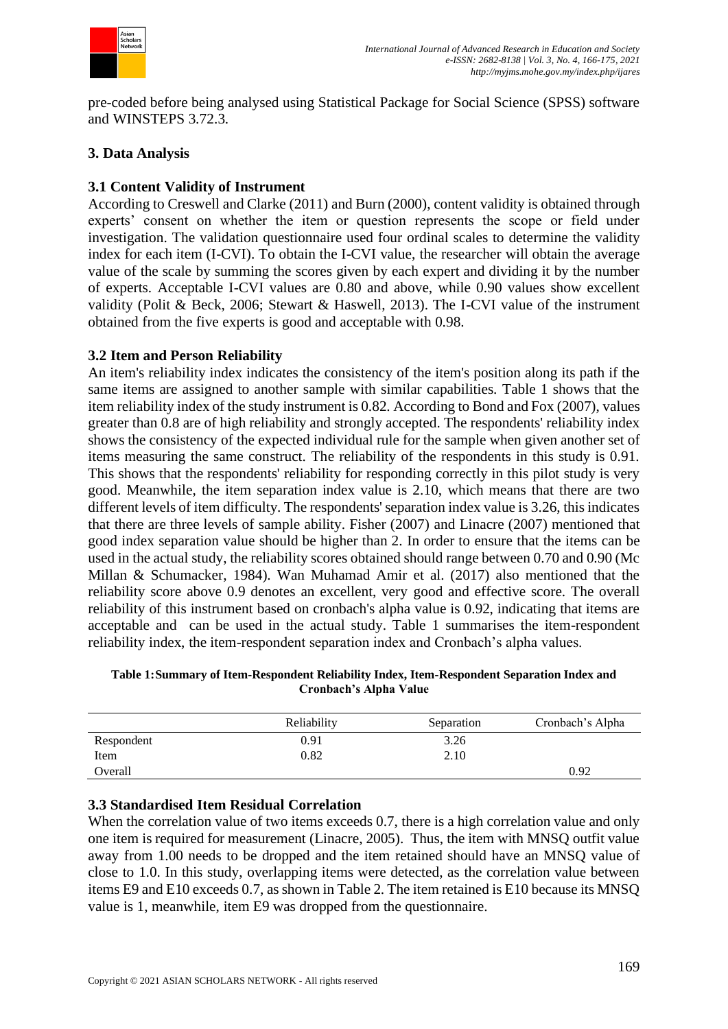pre-coded before being analysed using Statistical Package for Social Science (SPSS) software and WINSTEPS 3.72.3.

## 3. Data Analysis

### 3.1 Content Validity of Instrument

According to Creswell and Clarke (2011) and Burn (2000), content validity is obtained through experts' consent on whether the item or question represents the scope or field under investigation. The validation questionnaire used four ordinal scales to determine the validity index for each item (I-CVI). To obtain the I-CVI value, the researcher will obtain the average value of the scale by summing the scores given by each expert and dividing it by the number of experts. Acceptable I-CVI values are 0.80 and above, while 0.90 values show excellent validity (Polit & Beck, 2006; Stewart & Haswell, 2013). The I-CVI value of the instrument obtained from the five experts is good and acceptable with 0.98.

### 3.2 Item and Person Reliability

An item's reliability index indicates the consistency of the item's position along its path if the same items are assigned to another sample with similar capabilities. Table 1 shows that the item reliability index of the study instrument is 0.82. According to Bond and Fox (2007), values greater than 0.8 are of high reliability and strongly accepted. The respondents' reliability index shows the consistency of the expected individual rule for the sample when given another set of items measuring the same construct. The reliability of the respondents in this study is 0.91. This shows that the respondents' reliability for responding correctly in this pilot study is very good. Meanwhile, the item separation index value is 2.10, which means that there are two different levels of item difficulty. The respondents' separation index value is 3.26, this indicates that there are three levels of sample ability. Fisher (2007) and Linacre (2007) mentioned that good index separation value should be higher than 2. In order to ensure that the items can be used in the actual study, the reliability scores obtained should range between 0.70 and 0.90 (Mc Millan & Schumacker, 1984). Wan Muhamad Amir et al. (2017) also mentioned that the reliability score above 0.9 denotes an excellent, very good and effective score. The overall reliability of this instrument based on cronbach's alpha value is 0.92, indicating that items are acceptable and can be used in the actual study. Table 1 summarises the item-respondent reliability index, the item-respondent separation index and Cronbach's alpha values.

**Table 1: Summary of Item-Respondent Reliability Index, Item-Respondent Separation Index and Cronbach's Alpha Value**

| | Reliability | Separation | Cronbach's Alpha |
|---|---|---|---|
| Respondent | 0.91 | 3.26 | |
| Item | 0.82 | 2.10 | |
| Overall | | | 0.92 |

### 3.3 Standardised Item Residual Correlation

When the correlation value of two items exceeds 0.7, there is a high correlation value and only one item is required for measurement (Linacre, 2005). Thus, the item with MNSQ outfit value away from 1.00 needs to be dropped and the item retained should have an MNSQ value of close to 1.0. In this study, overlapping items were detected, as the correlation value between items E9 and E10 exceeds 0.7, as shown in Table 2. The item retained is E10 because its MNSQ value is 1, meanwhile, item E9 was dropped from the questionnaire.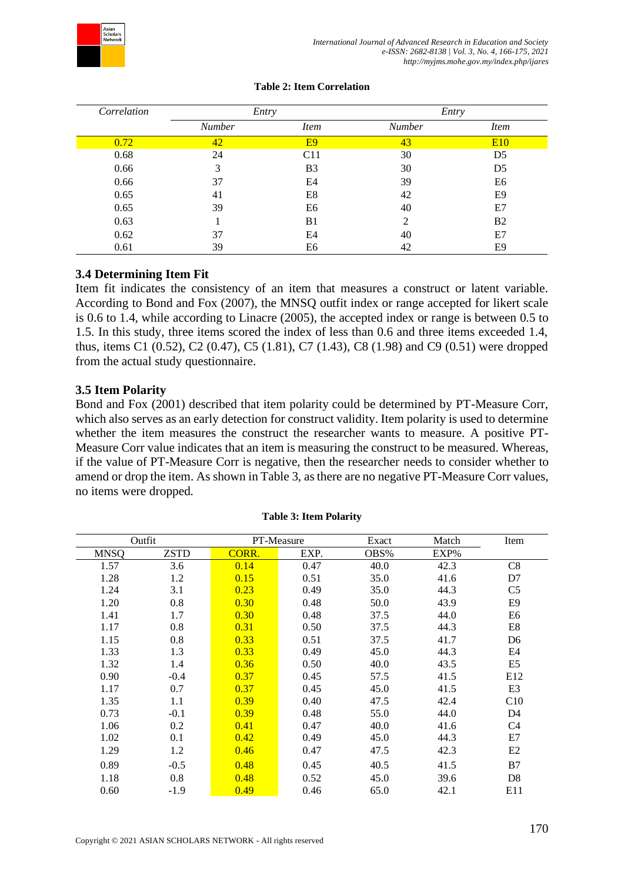**Table 2: Item Correlation**

| *Correlation* | *Entry* | | *Entry* | |
|---|---|---|---|---|
| | *Number* | *Item* | *Number* | *Item* |
| 0.72 | 42 | E9 | 43 | E10 |
| 0.68 | 24 | C11 | 30 | D5 |
| 0.66 | 3 | B3 | 30 | D5 |
| 0.66 | 37 | E4 | 39 | E6 |
| 0.65 | 41 | E8 | 42 | E9 |
| 0.65 | 39 | E6 | 40 | E7 |
| 0.63 | 1 | B1 | 2 | B2 |
| 0.62 | 37 | E4 | 40 | E7 |
| 0.61 | 39 | E6 | 42 | E9 |

### 3.4 Determining Item Fit

Item fit indicates the consistency of an item that measures a construct or latent variable. According to Bond and Fox (2007), the MNSQ outfit index or range accepted for likert scale is 0.6 to 1.4, while according to Linacre (2005), the accepted index or range is between 0.5 to 1.5. In this study, three items scored the index of less than 0.6 and three items exceeded 1.4, thus, items C1 (0.52), C2 (0.47), C5 (1.81), C7 (1.43), C8 (1.98) and C9 (0.51) were dropped from the actual study questionnaire.

### 3.5 Item Polarity

Bond and Fox (2001) described that item polarity could be determined by PT-Measure Corr, which also serves as an early detection for construct validity. Item polarity is used to determine whether the item measures the construct the researcher wants to measure. A positive PT-Measure Corr value indicates that an item is measuring the construct to be measured. Whereas, if the value of PT-Measure Corr is negative, then the researcher needs to consider whether to amend or drop the item. As shown in Table 3, as there are no negative PT-Measure Corr values, no items were dropped.

**Table 3: Item Polarity**

| Outfit | | PT-Measure | | Exact | Match | Item |
|---|---|---|---|---|---|---|
| MNSQ | ZSTD | CORR. | EXP. | OBS% | EXP% | |
| 1.57 | 3.6 | 0.14 | 0.47 | 40.0 | 42.3 | C8 |
| 1.28 | 1.2 | 0.15 | 0.51 | 35.0 | 41.6 | D7 |
| 1.24 | 3.1 | 0.23 | 0.49 | 35.0 | 44.3 | C5 |
| 1.20 | 0.8 | 0.30 | 0.48 | 50.0 | 43.9 | E9 |
| 1.41 | 1.7 | 0.30 | 0.48 | 37.5 | 44.0 | E6 |
| 1.17 | 0.8 | 0.31 | 0.50 | 37.5 | 44.3 | E8 |
| 1.15 | 0.8 | 0.33 | 0.51 | 37.5 | 41.7 | D6 |
| 1.33 | 1.3 | 0.33 | 0.49 | 45.0 | 44.3 | E4 |
| 1.32 | 1.4 | 0.36 | 0.50 | 40.0 | 43.5 | E5 |
| 0.90 | -0.4 | 0.37 | 0.45 | 57.5 | 41.5 | E12 |
| 1.17 | 0.7 | 0.37 | 0.45 | 45.0 | 41.5 | E3 |
| 1.35 | 1.1 | 0.39 | 0.40 | 47.5 | 42.4 | C10 |
| 0.73 | -0.1 | 0.39 | 0.48 | 55.0 | 44.0 | D4 |
| 1.06 | 0.2 | 0.41 | 0.47 | 40.0 | 41.6 | C4 |
| 1.02 | 0.1 | 0.42 | 0.49 | 45.0 | 44.3 | E7 |
| 1.29 | 1.2 | 0.46 | 0.47 | 47.5 | 42.3 | E2 |
| 0.89 | -0.5 | 0.48 | 0.45 | 40.5 | 41.5 | B7 |
| 1.18 | 0.8 | 0.48 | 0.52 | 45.0 | 39.6 | D8 |
| 0.60 | -1.9 | 0.49 | 0.46 | 65.0 | 42.1 | E11 |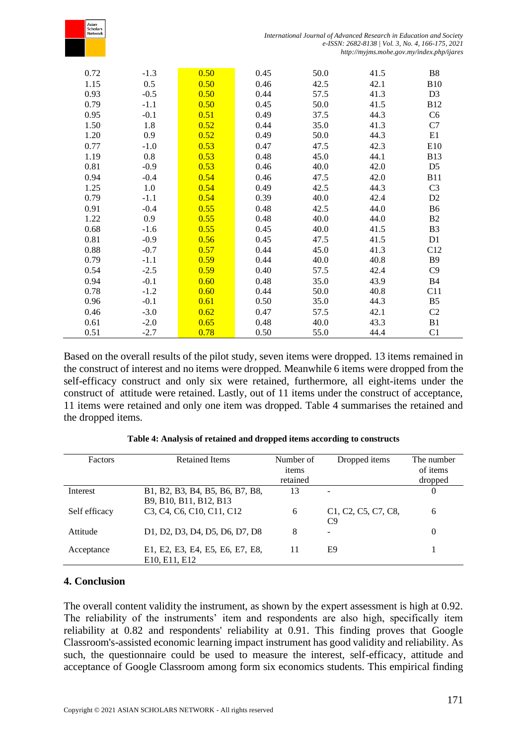| | | | | | | |
|---|---|---|---|---|---|---|
| 0.72 | -1.3 | 0.50 | 0.45 | 50.0 | 41.5 | B8 |
| 1.15 | 0.5 | 0.50 | 0.46 | 42.5 | 42.1 | B10 |
| 0.93 | -0.5 | 0.50 | 0.44 | 57.5 | 41.3 | D3 |
| 0.79 | -1.1 | 0.50 | 0.45 | 50.0 | 41.5 | B12 |
| 0.95 | -0.1 | 0.51 | 0.49 | 37.5 | 44.3 | C6 |
| 1.50 | 1.8 | 0.52 | 0.44 | 35.0 | 41.3 | C7 |
| 1.20 | 0.9 | 0.52 | 0.49 | 50.0 | 44.3 | E1 |
| 0.77 | -1.0 | 0.53 | 0.47 | 47.5 | 42.3 | E10 |
| 1.19 | 0.8 | 0.53 | 0.48 | 45.0 | 44.1 | B13 |
| 0.81 | -0.9 | 0.53 | 0.46 | 40.0 | 42.0 | D5 |
| 0.94 | -0.4 | 0.54 | 0.46 | 47.5 | 42.0 | B11 |
| 1.25 | 1.0 | 0.54 | 0.49 | 42.5 | 44.3 | C3 |
| 0.79 | -1.1 | 0.54 | 0.39 | 40.0 | 42.4 | D2 |
| 0.91 | -0.4 | 0.55 | 0.48 | 42.5 | 44.0 | B6 |
| 1.22 | 0.9 | 0.55 | 0.48 | 40.0 | 44.0 | B2 |
| 0.68 | -1.6 | 0.55 | 0.45 | 40.0 | 41.5 | B3 |
| 0.81 | -0.9 | 0.56 | 0.45 | 47.5 | 41.5 | D1 |
| 0.88 | -0.7 | 0.57 | 0.44 | 45.0 | 41.3 | C12 |
| 0.79 | -1.1 | 0.59 | 0.44 | 40.0 | 40.8 | B9 |
| 0.54 | -2.5 | 0.59 | 0.40 | 57.5 | 42.4 | C9 |
| 0.94 | -0.1 | 0.60 | 0.48 | 35.0 | 43.9 | B4 |
| 0.78 | -1.2 | 0.60 | 0.44 | 50.0 | 40.8 | C11 |
| 0.96 | -0.1 | 0.61 | 0.50 | 35.0 | 44.3 | B5 |
| 0.46 | -3.0 | 0.62 | 0.47 | 57.5 | 42.1 | C2 |
| 0.61 | -2.0 | 0.65 | 0.48 | 40.0 | 43.3 | B1 |
| 0.51 | -2.7 | 0.78 | 0.50 | 55.0 | 44.4 | C1 |

Based on the overall results of the pilot study, seven items were dropped. 13 items remained in the construct of interest and no items were dropped. Meanwhile 6 items were dropped from the self-efficacy construct and only six were retained, furthermore, all eight-items under the construct of attitude were retained. Lastly, out of 11 items under the construct of acceptance, 11 items were retained and only one item was dropped. Table 4 summarises the retained and the dropped items.

**Table 4: Analysis of retained and dropped items according to constructs**

| Factors | Retained Items | Number of items retained | Dropped items | The number of items dropped |
|---|---|---|---|---|
| Interest | B1, B2, B3, B4, B5, B6, B7, B8, B9, B10, B11, B12, B13 | 13 | - | 0 |
| Self efficacy | C3, C4, C6, C10, C11, C12 | 6 | C1, C2, C5, C7, C8, C9 | 6 |
| Attitude | D1, D2, D3, D4, D5, D6, D7, D8 | 8 | - | 0 |
| Acceptance | E1, E2, E3, E4, E5, E6, E7, E8, E10, E11, E12 | 11 | E9 | 1 |

## 4. Conclusion

The overall content validity the instrument, as shown by the expert assessment is high at 0.92. The reliability of the instruments' item and respondents are also high, specifically item reliability at 0.82 and respondents' reliability at 0.91. This finding proves that Google Classroom's-assisted economic learning impact instrument has good validity and reliability. As such, the questionnaire could be used to measure the interest, self-efficacy, attitude and acceptance of Google Classroom among form six economics students. This empirical finding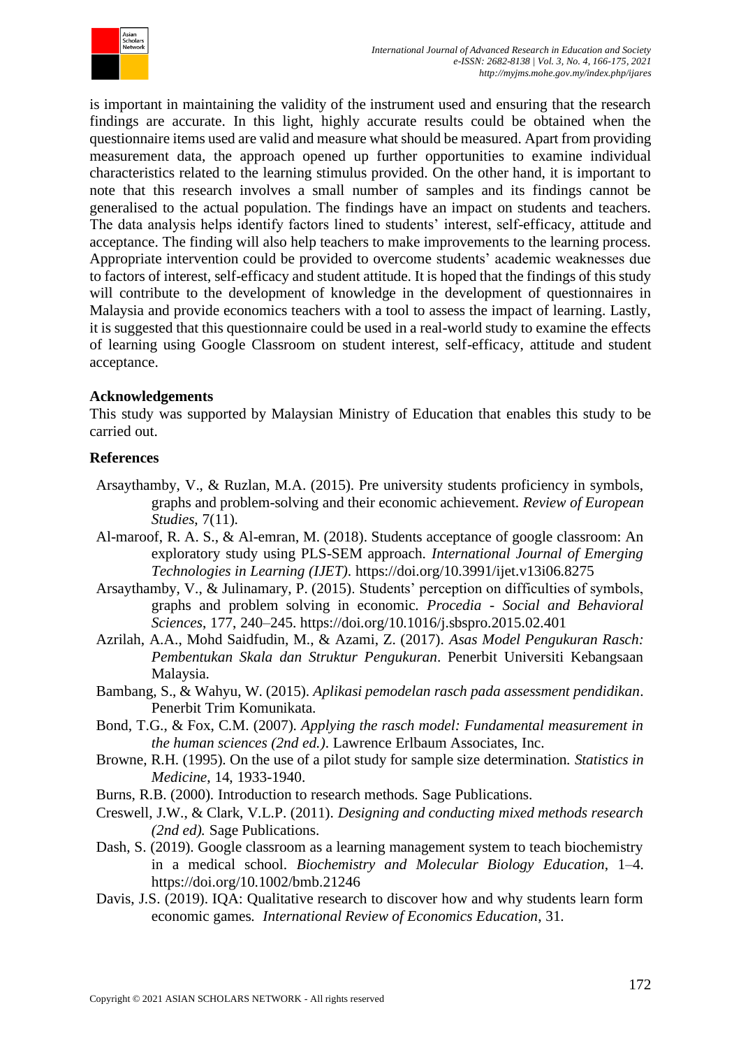is important in maintaining the validity of the instrument used and ensuring that the research findings are accurate. In this light, highly accurate results could be obtained when the questionnaire items used are valid and measure what should be measured. Apart from providing measurement data, the approach opened up further opportunities to examine individual characteristics related to the learning stimulus provided. On the other hand, it is important to note that this research involves a small number of samples and its findings cannot be generalised to the actual population. The findings have an impact on students and teachers. The data analysis helps identify factors lined to students' interest, self-efficacy, attitude and acceptance. The finding will also help teachers to make improvements to the learning process. Appropriate intervention could be provided to overcome students' academic weaknesses due to factors of interest, self-efficacy and student attitude. It is hoped that the findings of this study will contribute to the development of knowledge in the development of questionnaires in Malaysia and provide economics teachers with a tool to assess the impact of learning. Lastly, it is suggested that this questionnaire could be used in a real-world study to examine the effects of learning using Google Classroom on student interest, self-efficacy, attitude and student acceptance.

## Acknowledgements

This study was supported by Malaysian Ministry of Education that enables this study to be carried out.

## References

Arsaythamby, V., & Ruzlan, M.A. (2015). Pre university students proficiency in symbols, graphs and problem-solving and their economic achievement. *Review of European Studies*, 7(11).

Al-maroof, R. A. S., & Al-emran, M. (2018). Students acceptance of google classroom: An exploratory study using PLS-SEM approach. *International Journal of Emerging Technologies in Learning (IJET)*. https://doi.org/10.3991/ijet.v13i06.8275

Arsaythamby, V., & Julinamary, P. (2015). Students' perception on difficulties of symbols, graphs and problem solving in economic. *Procedia - Social and Behavioral Sciences*, 177, 240–245. https://doi.org/10.1016/j.sbspro.2015.02.401

Azrilah, A.A., Mohd Saidfudin, M., & Azami, Z. (2017). *Asas Model Pengukuran Rasch: Pembentukan Skala dan Struktur Pengukuran*. Penerbit Universiti Kebangsaan Malaysia.

Bambang, S., & Wahyu, W. (2015). *Aplikasi pemodelan rasch pada assessment pendidikan*. Penerbit Trim Komunikata.

Bond, T.G., & Fox, C.M. (2007). *Applying the rasch model: Fundamental measurement in the human sciences (2nd ed.)*. Lawrence Erlbaum Associates, Inc.

Browne, R.H. (1995). On the use of a pilot study for sample size determination. *Statistics in Medicine*, 14, 1933-1940.

Burns, R.B. (2000). Introduction to research methods. Sage Publications.

Creswell, J.W., & Clark, V.L.P. (2011). *Designing and conducting mixed methods research (2nd ed).* Sage Publications.

Dash, S. (2019). Google classroom as a learning management system to teach biochemistry in a medical school. *Biochemistry and Molecular Biology Education*, 1–4. https://doi.org/10.1002/bmb.21246

Davis, J.S. (2019). IQA: Qualitative research to discover how and why students learn form economic games. *International Review of Economics Education*, 31.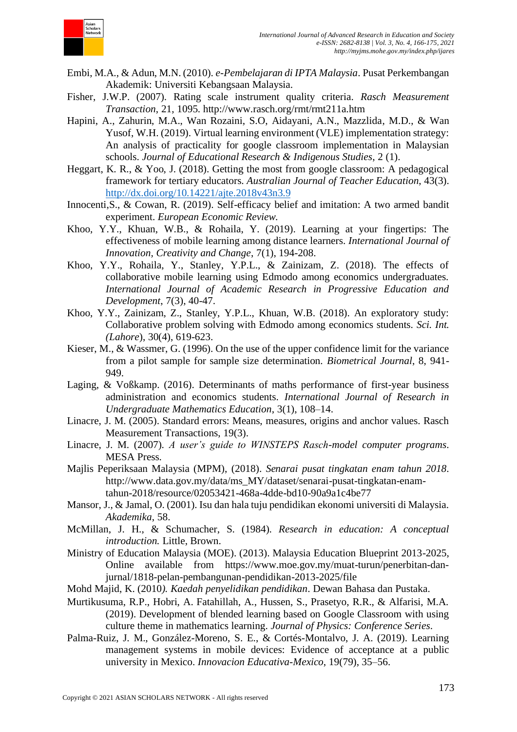Embi, M.A., & Adun, M.N. (2010). *e-Pembelajaran di IPTA Malaysia*. Pusat Perkembangan Akademik: Universiti Kebangsaan Malaysia.

Fisher, J.W.P. (2007). Rating scale instrument quality criteria. *Rasch Measurement Transaction*, 21, 1095. http://www.rasch.org/rmt/rmt211a.htm

Hapini, A., Zahurin, M.A., Wan Rozaini, S.O, Aidayani, A.N., Mazzlida, M.D., & Wan Yusof, W.H. (2019). Virtual learning environment (VLE) implementation strategy: An analysis of practicality for google classroom implementation in Malaysian schools. *Journal of Educational Research & Indigenous Studies*, 2 (1).

Heggart, K. R., & Yoo, J. (2018). Getting the most from google classroom: A pedagogical framework for tertiary educators. *Australian Journal of Teacher Education*, 43(3). http://dx.doi.org/10.14221/ajte.2018v43n3.9

Innocenti,S., & Cowan, R. (2019). Self-efficacy belief and imitation: A two armed bandit experiment. *European Economic Review.*

Khoo, Y.Y., Khuan, W.B., & Rohaila, Y. (2019). Learning at your fingertips: The effectiveness of mobile learning among distance learners. *International Journal of Innovation, Creativity and Change*, 7(1), 194-208.

Khoo, Y.Y., Rohaila, Y., Stanley, Y.P.L., & Zainizam, Z. (2018). The effects of collaborative mobile learning using Edmodo among economics undergraduates. *International Journal of Academic Research in Progressive Education and Development*, 7(3), 40-47.

Khoo, Y.Y., Zainizam, Z., Stanley, Y.P.L., Khuan, W.B. (2018). An exploratory study: Collaborative problem solving with Edmodo among economics students. *Sci. Int. (Lahore*), 30(4), 619-623.

Kieser, M., & Wassmer, G. (1996). On the use of the upper confidence limit for the variance from a pilot sample for sample size determination. *Biometrical Journal*, 8, 941-949.

Laging, & Voßkamp. (2016). Determinants of maths performance of first-year business administration and economics students. *International Journal of Research in Undergraduate Mathematics Education*, 3(1), 108–14.

Linacre, J. M. (2005). Standard errors: Means, measures, origins and anchor values. Rasch Measurement Transactions, 19(3).

Linacre, J. M. (2007). *A user's guide to WINSTEPS Rasch-model computer programs*. MESA Press.

Majlis Peperiksaan Malaysia (MPM), (2018). *Senarai pusat tingkatan enam tahun 2018*. http://www.data.gov.my/data/ms_MY/dataset/senarai-pusat-tingkatan-enam-tahun-2018/resource/02053421-468a-4dde-bd10-90a9a1c4be77

Mansor, J., & Jamal, O. (2001). Isu dan hala tuju pendidikan ekonomi universiti di Malaysia. *Akademika*, 58.

McMillan, J. H., & Schumacher, S. (1984). *Research in education: A conceptual introduction.* Little, Brown.

Ministry of Education Malaysia (MOE). (2013). Malaysia Education Blueprint 2013-2025, Online available from https://www.moe.gov.my/muat-turun/penerbitan-dan-jurnal/1818-pelan-pembangunan-pendidikan-2013-2025/file

Mohd Majid, K. (2010*). Kaedah penyelidikan pendidikan*. Dewan Bahasa dan Pustaka.

Murtikusuma, R.P., Hobri, A. Fatahillah, A., Hussen, S., Prasetyo, R.R., & Alfarisi, M.A. (2019). Development of blended learning based on Google Classroom with using culture theme in mathematics learning. *Journal of Physics: Conference Series*.

Palma-Ruiz, J. M., González-Moreno, S. E., & Cortés-Montalvo, J. A. (2019). Learning management systems in mobile devices: Evidence of acceptance at a public university in Mexico. *Innovacion Educativa-Mexico*, 19(79), 35–56.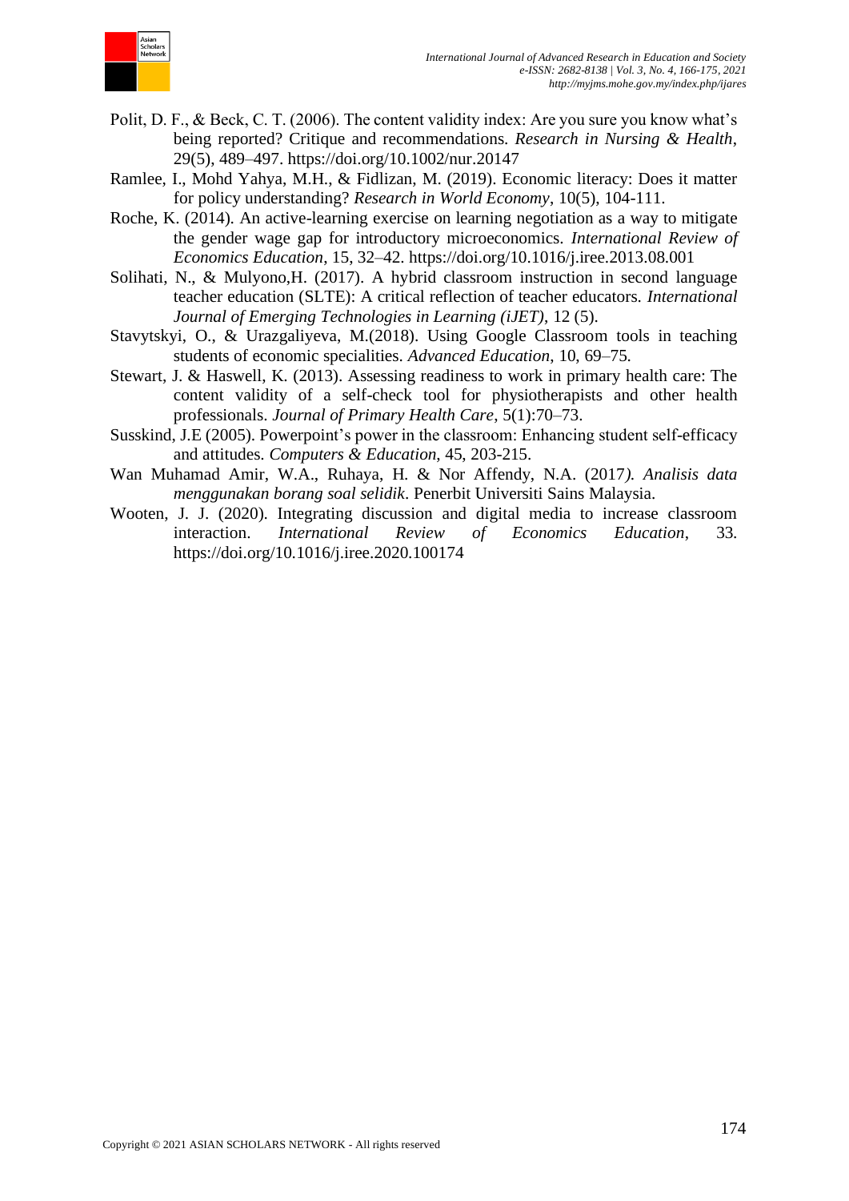Polit, D. F., & Beck, C. T. (2006). The content validity index: Are you sure you know what's being reported? Critique and recommendations. *Research in Nursing & Health*, 29(5), 489–497. https://doi.org/10.1002/nur.20147

Ramlee, I., Mohd Yahya, M.H., & Fidlizan, M. (2019). Economic literacy: Does it matter for policy understanding? *Research in World Economy*, 10(5), 104-111.

Roche, K. (2014). An active-learning exercise on learning negotiation as a way to mitigate the gender wage gap for introductory microeconomics. *International Review of Economics Education*, 15, 32–42. https://doi.org/10.1016/j.iree.2013.08.001

Solihati, N., & Mulyono,H. (2017). A hybrid classroom instruction in second language teacher education (SLTE): A critical reflection of teacher educators. *International Journal of Emerging Technologies in Learning (iJET)*, 12 (5).

Stavytskyi, O., & Urazgaliyeva, M.(2018). Using Google Classroom tools in teaching students of economic specialities. *Advanced Education*, 10, 69–75.

Stewart, J. & Haswell, K. (2013). Assessing readiness to work in primary health care: The content validity of a self-check tool for physiotherapists and other health professionals. *Journal of Primary Health Care*, 5(1):70–73.

Susskind, J.E (2005). Powerpoint's power in the classroom: Enhancing student self-efficacy and attitudes. *Computers & Education*, 45, 203-215.

Wan Muhamad Amir, W.A., Ruhaya, H. & Nor Affendy, N.A. (2017). *Analisis data menggunakan borang soal selidik*. Penerbit Universiti Sains Malaysia.

Wooten, J. J. (2020). Integrating discussion and digital media to increase classroom interaction. *International Review of Economics Education*, 33. https://doi.org/10.1016/j.iree.2020.100174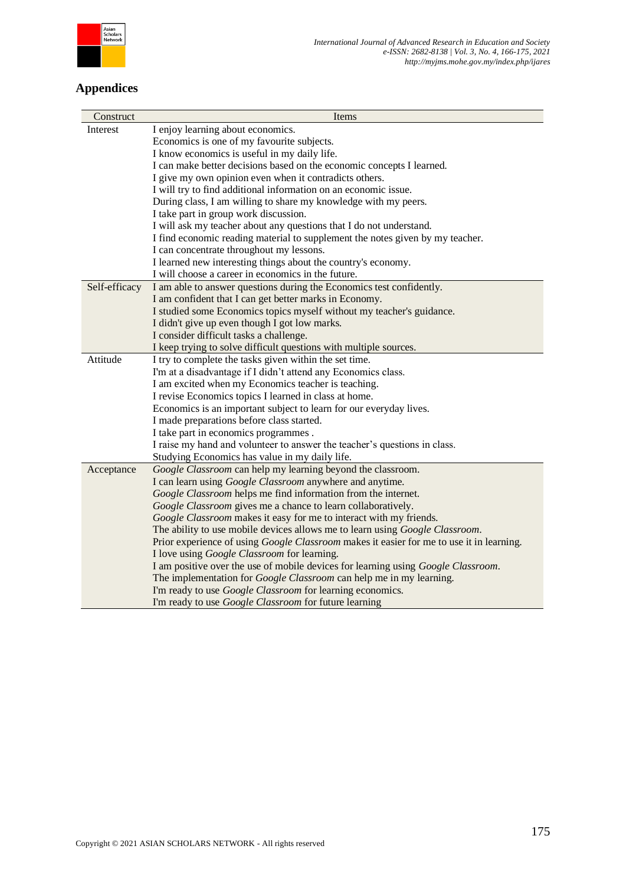## Appendices

| Construct | Items |
|---|---|
| Interest | I enjoy learning about economics. |
| | Economics is one of my favourite subjects. |
| | I know economics is useful in my daily life. |
| | I can make better decisions based on the economic concepts I learned. |
| | I give my own opinion even when it contradicts others. |
| | I will try to find additional information on an economic issue. |
| | During class, I am willing to share my knowledge with my peers. |
| | I take part in group work discussion. |
| | I will ask my teacher about any questions that I do not understand. |
| | I find economic reading material to supplement the notes given by my teacher. |
| | I can concentrate throughout my lessons. |
| | I learned new interesting things about the country's economy. |
| | I will choose a career in economics in the future. |
| Self-efficacy | I am able to answer questions during the Economics test confidently. |
| | I am confident that I can get better marks in Economy. |
| | I studied some Economics topics myself without my teacher's guidance. |
| | I didn't give up even though I got low marks. |
| | I consider difficult tasks a challenge. |
| | I keep trying to solve difficult questions with multiple sources. |
| Attitude | I try to complete the tasks given within the set time. |
| | I'm at a disadvantage if I didn't attend any Economics class. |
| | I am excited when my Economics teacher is teaching. |
| | I revise Economics topics I learned in class at home. |
| | Economics is an important subject to learn for our everyday lives. |
| | I made preparations before class started. |
| | I take part in economics programmes . |
| | I raise my hand and volunteer to answer the teacher's questions in class. |
| | Studying Economics has value in my daily life. |
| Acceptance | *Google Classroom* can help my learning beyond the classroom. |
| | I can learn using *Google Classroom* anywhere and anytime. |
| | *Google Classroom* helps me find information from the internet. |
| | *Google Classroom* gives me a chance to learn collaboratively. |
| | *Google Classroom* makes it easy for me to interact with my friends. |
| | The ability to use mobile devices allows me to learn using *Google Classroom*. |
| | Prior experience of using *Google Classroom* makes it easier for me to use it in learning. |
| | I love using *Google Classroom* for learning. |
| | I am positive over the use of mobile devices for learning using *Google Classroom*. |
| | The implementation for *Google Classroom* can help me in my learning. |
| | I'm ready to use *Google Classroom* for learning economics. |
| | I'm ready to use *Google Classroom* for future learning |